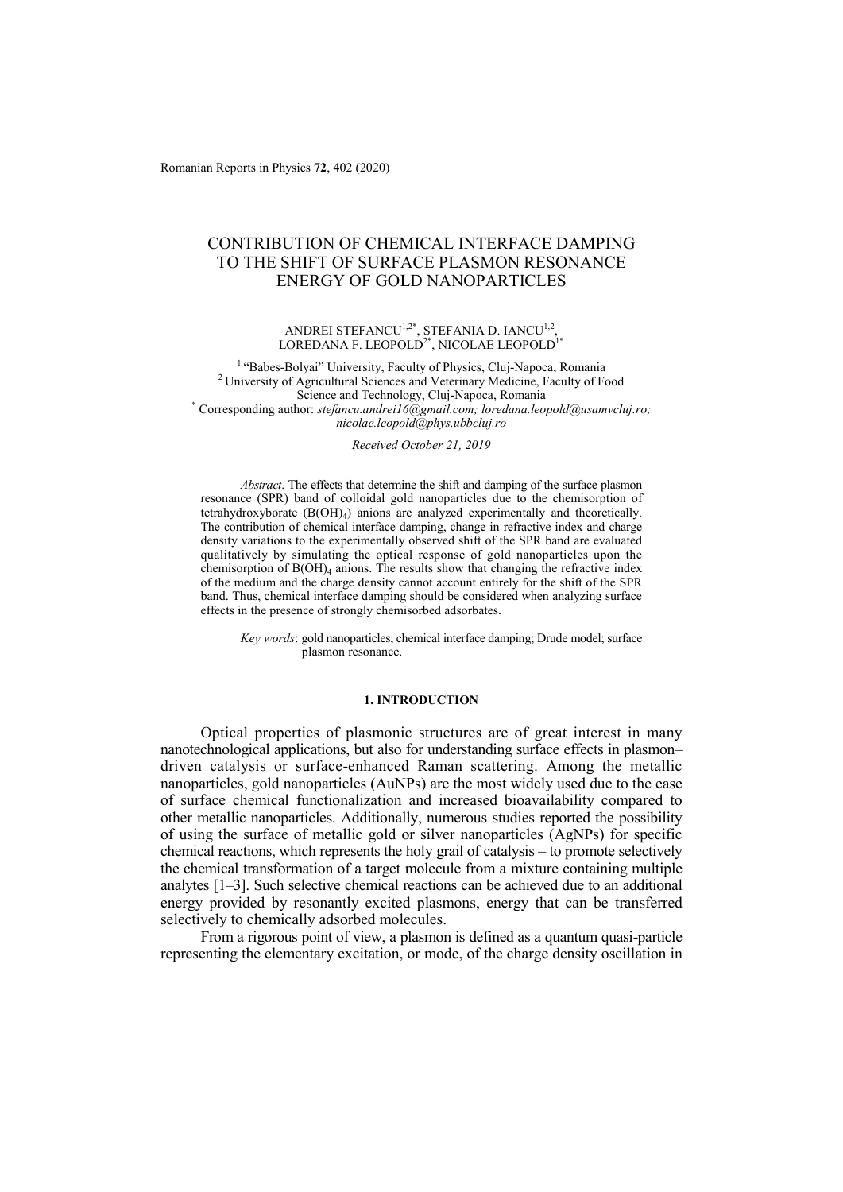# CONTRIBUTION OF CHEMICAL INTERFACE DAMPING TO THE SHIFT OF SURFACE PLASMON RESONANCE ENERGY OF GOLD NANOPARTICLES

ANDREI STEFANCU[1,2*], STEFANIA D. IANCU[1,2], LOREDANA F. LEOPOLD[2*], NICOLAE LEOPOLD[1*]

[1] "Babes-Bolyai" University, Faculty of Physics, Cluj-Napoca, Romania
[2] University of Agricultural Sciences and Veterinary Medicine, Faculty of Food Science and Technology, Cluj-Napoca, Romania
[*] Corresponding author: *stefancu.andrei16@gmail.com; loredana.leopold@usamvcluj.ro; nicolae.leopold@phys.ubbcluj.ro*

*Received October 21, 2019*

*Abstract*. The effects that determine the shift and damping of the surface plasmon resonance (SPR) band of colloidal gold nanoparticles due to the chemisorption of tetrahydroxyborate ($B(OH)_4$) anions are analyzed experimentally and theoretically. The contribution of chemical interface damping, change in refractive index and charge density variations to the experimentally observed shift of the SPR band are evaluated qualitatively by simulating the optical response of gold nanoparticles upon the chemisorption of $B(OH)_4$ anions. The results show that changing the refractive index of the medium and the charge density cannot account entirely for the shift of the SPR band. Thus, chemical interface damping should be considered when analyzing surface effects in the presence of strongly chemisorbed adsorbates.

*Key words*: gold nanoparticles; chemical interface damping; Drude model; surface plasmon resonance.

## 1. INTRODUCTION

Optical properties of plasmonic structures are of great interest in many nanotechnological applications, but also for understanding surface effects in plasmon–driven catalysis or surface-enhanced Raman scattering. Among the metallic nanoparticles, gold nanoparticles (AuNPs) are the most widely used due to the ease of surface chemical functionalization and increased bioavailability compared to other metallic nanoparticles. Additionally, numerous studies reported the possibility of using the surface of metallic gold or silver nanoparticles (AgNPs) for specific chemical reactions, which represents the holy grail of catalysis – to promote selectively the chemical transformation of a target molecule from a mixture containing multiple analytes [1–3]. Such selective chemical reactions can be achieved due to an additional energy provided by resonantly excited plasmons, energy that can be transferred selectively to chemically adsorbed molecules.

From a rigorous point of view, a plasmon is defined as a quantum quasi-particle representing the elementary excitation, or mode, of the charge density oscillation in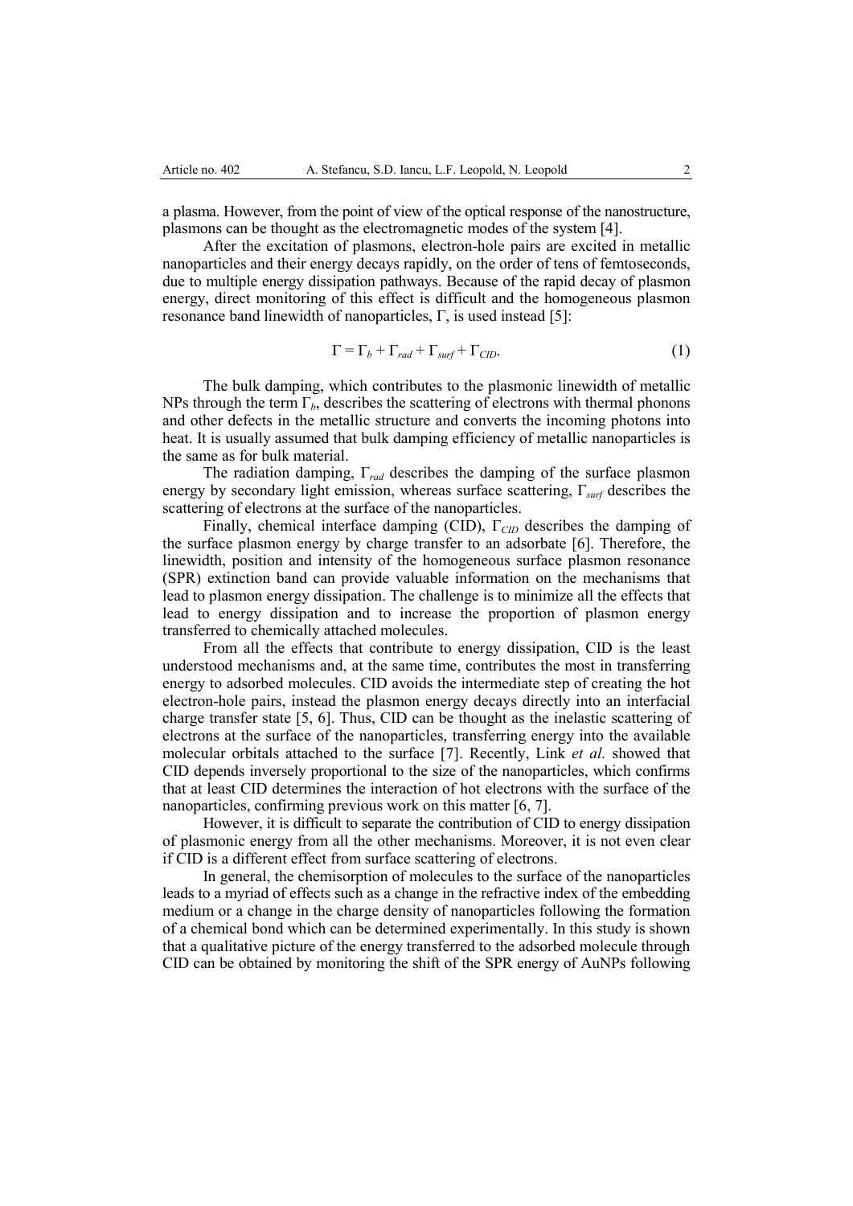a plasma. However, from the point of view of the optical response of the nanostructure, plasmons can be thought as the electromagnetic modes of the system [4].

After the excitation of plasmons, electron-hole pairs are excited in metallic nanoparticles and their energy decays rapidly, on the order of tens of femtoseconds, due to multiple energy dissipation pathways. Because of the rapid decay of plasmon energy, direct monitoring of this effect is difficult and the homogeneous plasmon resonance band linewidth of nanoparticles, $\Gamma$, is used instead [5]:

$$\Gamma = \Gamma_b + \Gamma_{rad} + \Gamma_{surf} + \Gamma_{CID}. \tag{1}$$

The bulk damping, which contributes to the plasmonic linewidth of metallic NPs through the term $\Gamma_b$, describes the scattering of electrons with thermal phonons and other defects in the metallic structure and converts the incoming photons into heat. It is usually assumed that bulk damping efficiency of metallic nanoparticles is the same as for bulk material.

The radiation damping, $\Gamma_{rad}$ describes the damping of the surface plasmon energy by secondary light emission, whereas surface scattering, $\Gamma_{surf}$ describes the scattering of electrons at the surface of the nanoparticles.

Finally, chemical interface damping (CID), $\Gamma_{CID}$ describes the damping of the surface plasmon energy by charge transfer to an adsorbate [6]. Therefore, the linewidth, position and intensity of the homogeneous surface plasmon resonance (SPR) extinction band can provide valuable information on the mechanisms that lead to plasmon energy dissipation. The challenge is to minimize all the effects that lead to energy dissipation and to increase the proportion of plasmon energy transferred to chemically attached molecules.

From all the effects that contribute to energy dissipation, CID is the least understood mechanisms and, at the same time, contributes the most in transferring energy to adsorbed molecules. CID avoids the intermediate step of creating the hot electron-hole pairs, instead the plasmon energy decays directly into an interfacial charge transfer state [5, 6]. Thus, CID can be thought as the inelastic scattering of electrons at the surface of the nanoparticles, transferring energy into the available molecular orbitals attached to the surface [7]. Recently, Link *et al.* showed that CID depends inversely proportional to the size of the nanoparticles, which confirms that at least CID determines the interaction of hot electrons with the surface of the nanoparticles, confirming previous work on this matter [6, 7].

However, it is difficult to separate the contribution of CID to energy dissipation of plasmonic energy from all the other mechanisms. Moreover, it is not even clear if CID is a different effect from surface scattering of electrons.

In general, the chemisorption of molecules to the surface of the nanoparticles leads to a myriad of effects such as a change in the refractive index of the embedding medium or a change in the charge density of nanoparticles following the formation of a chemical bond which can be determined experimentally. In this study is shown that a qualitative picture of the energy transferred to the adsorbed molecule through CID can be obtained by monitoring the shift of the SPR energy of AuNPs following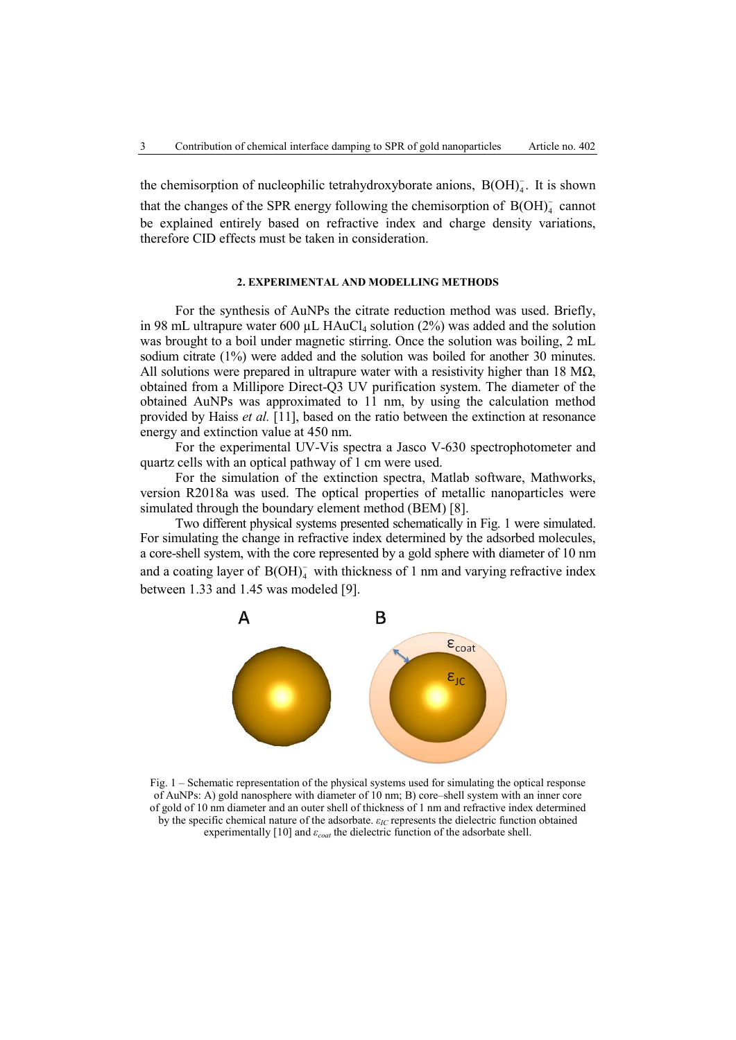the chemisorption of nucleophilic tetrahydroxyborate anions, $B(OH)_4^-$. It is shown that the changes of the SPR energy following the chemisorption of $B(OH)_4^-$ cannot be explained entirely based on refractive index and charge density variations, therefore CID effects must be taken in consideration.

## 2. EXPERIMENTAL AND MODELLING METHODS

For the synthesis of AuNPs the citrate reduction method was used. Briefly, in 98 mL ultrapure water 600 µL $HAuCl_4$ solution (2%) was added and the solution was brought to a boil under magnetic stirring. Once the solution was boiling, 2 mL sodium citrate (1%) were added and the solution was boiled for another 30 minutes. All solutions were prepared in ultrapure water with a resistivity higher than 18 MΩ, obtained from a Millipore Direct-Q3 UV purification system. The diameter of the obtained AuNPs was approximated to 11 nm, by using the calculation method provided by Haiss *et al.* [11], based on the ratio between the extinction at resonance energy and extinction value at 450 nm.

For the experimental UV-Vis spectra a Jasco V-630 spectrophotometer and quartz cells with an optical pathway of 1 cm were used.

For the simulation of the extinction spectra, Matlab software, Mathworks, version R2018a was used. The optical properties of metallic nanoparticles were simulated through the boundary element method (BEM) [8].

Two different physical systems presented schematically in Fig. 1 were simulated. For simulating the change in refractive index determined by the adsorbed molecules, a core-shell system, with the core represented by a gold sphere with diameter of 10 nm and a coating layer of $B(OH)_4^-$ with thickness of 1 nm and varying refractive index between 1.33 and 1.45 was modeled [9].

Fig. 1 – Schematic representation of the physical systems used for simulating the optical response of AuNPs: A) gold nanosphere with diameter of 10 nm; B) core–shell system with an inner core of gold of 10 nm diameter and an outer shell of thickness of 1 nm and refractive index determined by the specific chemical nature of the adsorbate. $\varepsilon_{JC}$ represents the dielectric function obtained experimentally [10] and $\varepsilon_{coat}$ the dielectric function of the adsorbate shell.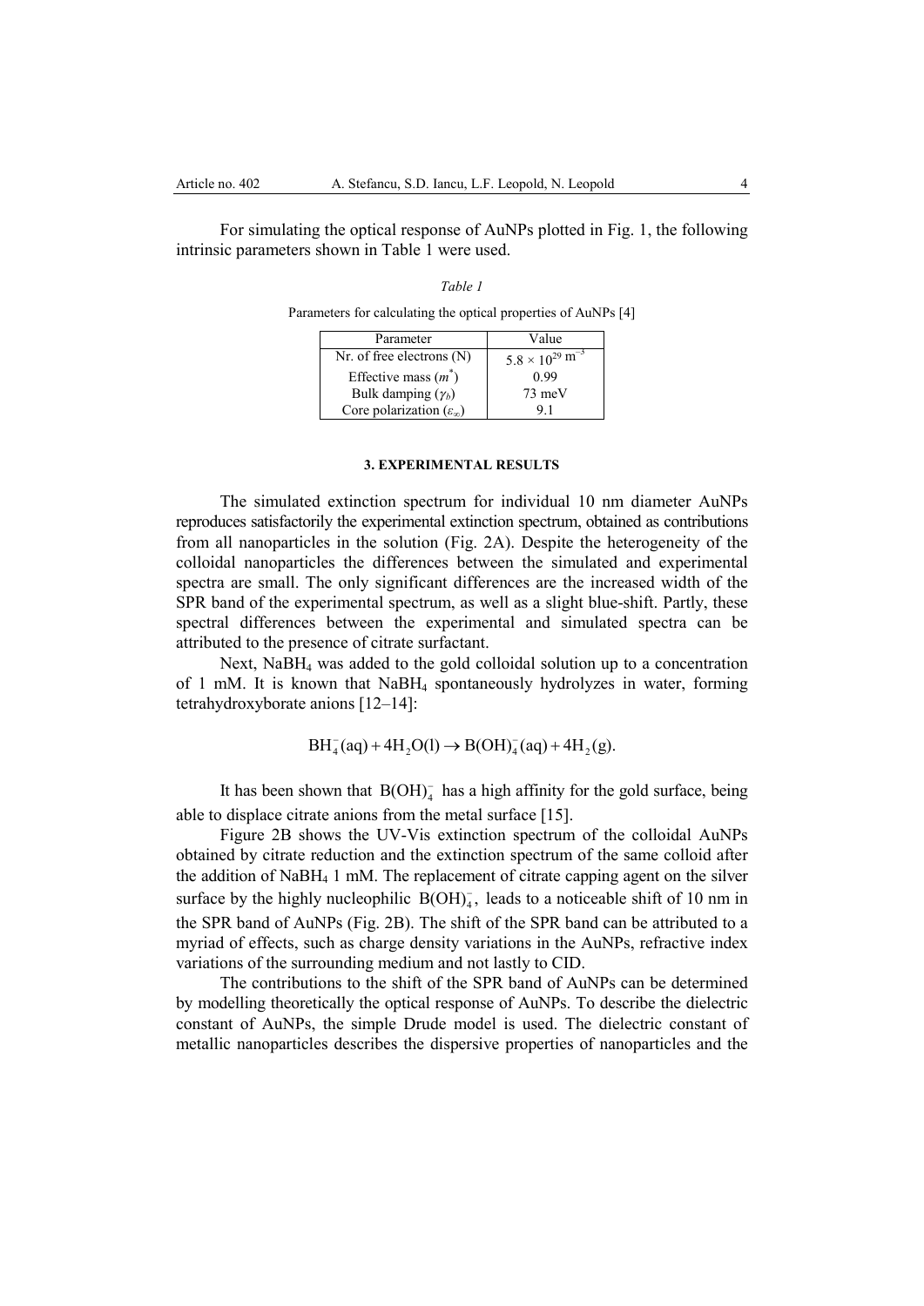For simulating the optical response of AuNPs plotted in Fig. 1, the following intrinsic parameters shown in Table 1 were used.

*Table 1*

Parameters for calculating the optical properties of AuNPs [4]

| Parameter | Value |
| --- | --- |
| Nr. of free electrons (N) | $5.8 \times 10^{29}$ m$^{-3}$ |
| Effective mass ($m^*$) | 0.99 |
| Bulk damping ($\gamma_b$) | 73 meV |
| Core polarization ($\varepsilon_\infty$) | 9.1 |

### 3. EXPERIMENTAL RESULTS

The simulated extinction spectrum for individual 10 nm diameter AuNPs reproduces satisfactorily the experimental extinction spectrum, obtained as contributions from all nanoparticles in the solution (Fig. 2A). Despite the heterogeneity of the colloidal nanoparticles the differences between the simulated and experimental spectra are small. The only significant differences are the increased width of the SPR band of the experimental spectrum, as well as a slight blue-shift. Partly, these spectral differences between the experimental and simulated spectra can be attributed to the presence of citrate surfactant.

Next, $NaBH_4$ was added to the gold colloidal solution up to a concentration of 1 mM. It is known that $NaBH_4$ spontaneously hydrolyzes in water, forming tetrahydroxyborate anions [12–14]:

$$BH_4^-(aq) + 4H_2O(l) \rightarrow B(OH)_4^-(aq) + 4H_2(g).$$

It has been shown that $B(OH)_4^-$ has a high affinity for the gold surface, being able to displace citrate anions from the metal surface [15].

Figure 2B shows the UV-Vis extinction spectrum of the colloidal AuNPs obtained by citrate reduction and the extinction spectrum of the same colloid after the addition of $NaBH_4$ 1 mM. The replacement of citrate capping agent on the silver surface by the highly nucleophilic $B(OH)_4^-$, leads to a noticeable shift of 10 nm in the SPR band of AuNPs (Fig. 2B). The shift of the SPR band can be attributed to a myriad of effects, such as charge density variations in the AuNPs, refractive index variations of the surrounding medium and not lastly to CID.

The contributions to the shift of the SPR band of AuNPs can be determined by modelling theoretically the optical response of AuNPs. To describe the dielectric constant of AuNPs, the simple Drude model is used. The dielectric constant of metallic nanoparticles describes the dispersive properties of nanoparticles and the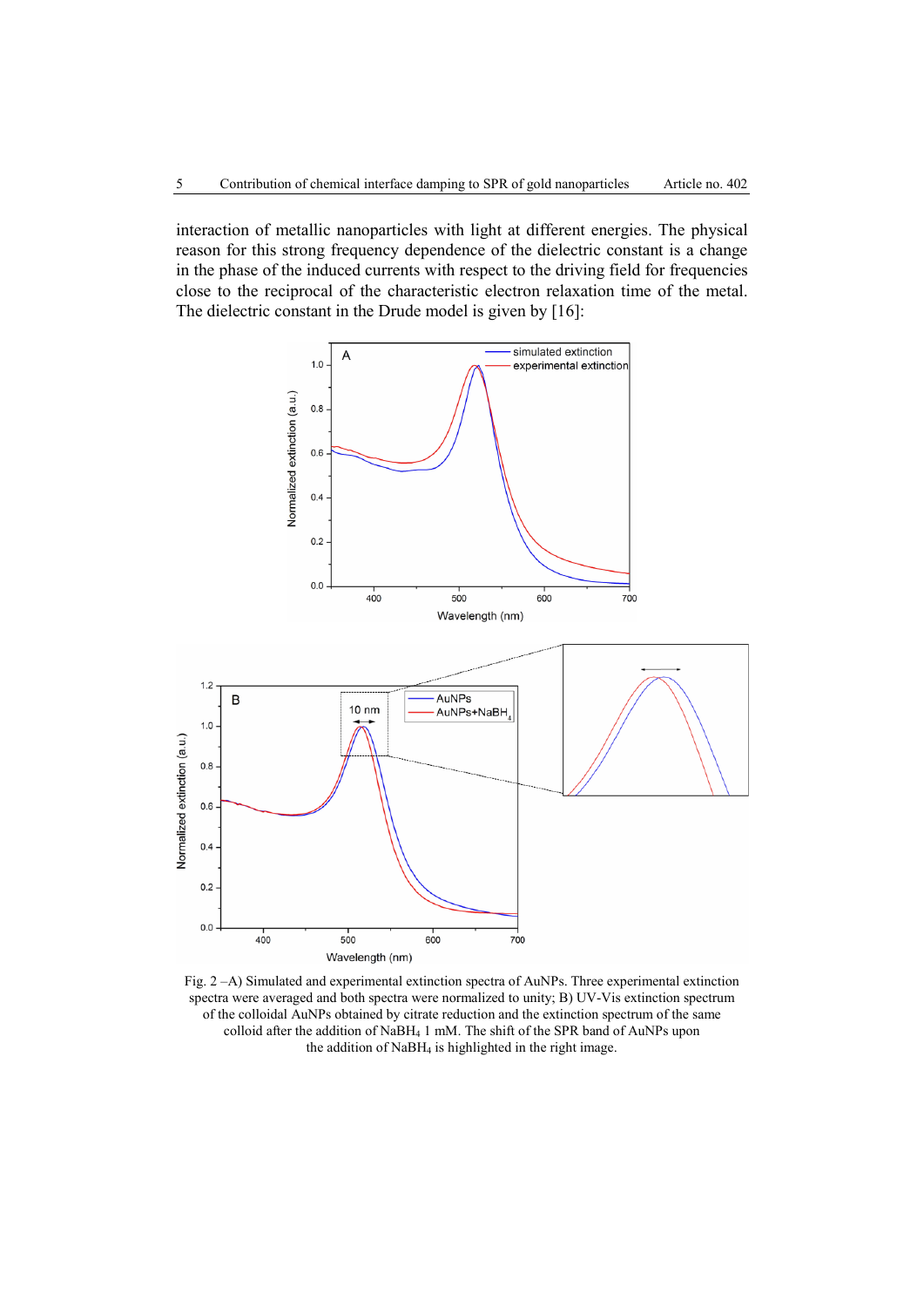interaction of metallic nanoparticles with light at different energies. The physical reason for this strong frequency dependence of the dielectric constant is a change in the phase of the induced currents with respect to the driving field for frequencies close to the reciprocal of the characteristic electron relaxation time of the metal. The dielectric constant in the Drude model is given by [16]:

Fig. 2 –A) Simulated and experimental extinction spectra of AuNPs. Three experimental extinction spectra were averaged and both spectra were normalized to unity; B) UV-Vis extinction spectrum of the colloidal AuNPs obtained by citrate reduction and the extinction spectrum of the same colloid after the addition of $NaBH_4$ 1 mM. The shift of the SPR band of AuNPs upon the addition of $NaBH_4$ is highlighted in the right image.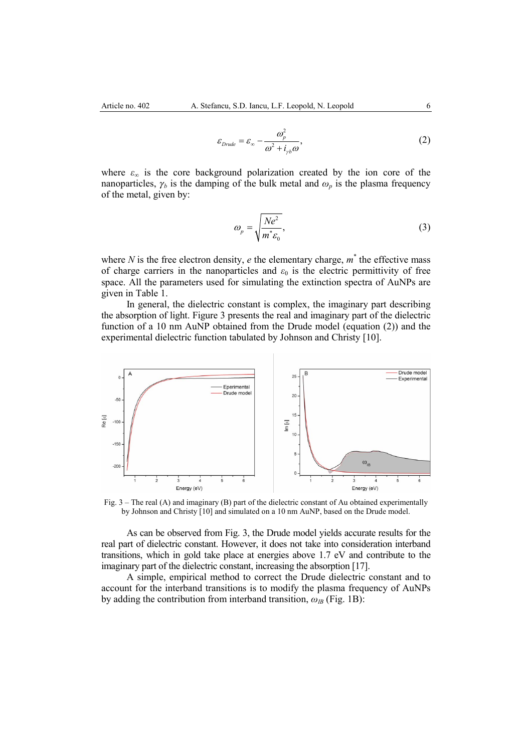$$\varepsilon_{Drude} = \varepsilon_{\infty} - \frac{\omega_p^2}{\omega^2 + i_{\gamma b}\omega}, \tag{2}$$

where $\varepsilon_{\infty}$ is the core background polarization created by the ion core of the nanoparticles, $\gamma_b$ is the damping of the bulk metal and $\omega_p$ is the plasma frequency of the metal, given by:

$$\omega_p = \sqrt{\frac{Ne^2}{m^* \varepsilon_0}}, \tag{3}$$

where $N$ is the free electron density, $e$ the elementary charge, $m^*$ the effective mass of charge carriers in the nanoparticles and $\varepsilon_0$ is the electric permittivity of free space. All the parameters used for simulating the extinction spectra of AuNPs are given in Table 1.

In general, the dielectric constant is complex, the imaginary part describing the absorption of light. Figure 3 presents the real and imaginary part of the dielectric function of a 10 nm AuNP obtained from the Drude model (equation (2)) and the experimental dielectric function tabulated by Johnson and Christy [10].

Fig. 3 – The real (A) and imaginary (B) part of the dielectric constant of Au obtained experimentally by Johnson and Christy [10] and simulated on a 10 nm AuNP, based on the Drude model.

As can be observed from Fig. 3, the Drude model yields accurate results for the real part of dielectric constant. However, it does not take into consideration interband transitions, which in gold take place at energies above 1.7 eV and contribute to the imaginary part of the dielectric constant, increasing the absorption [17].

A simple, empirical method to correct the Drude dielectric constant and to account for the interband transitions is to modify the plasma frequency of AuNPs by adding the contribution from interband transition, $\omega_{IB}$ (Fig. 1B):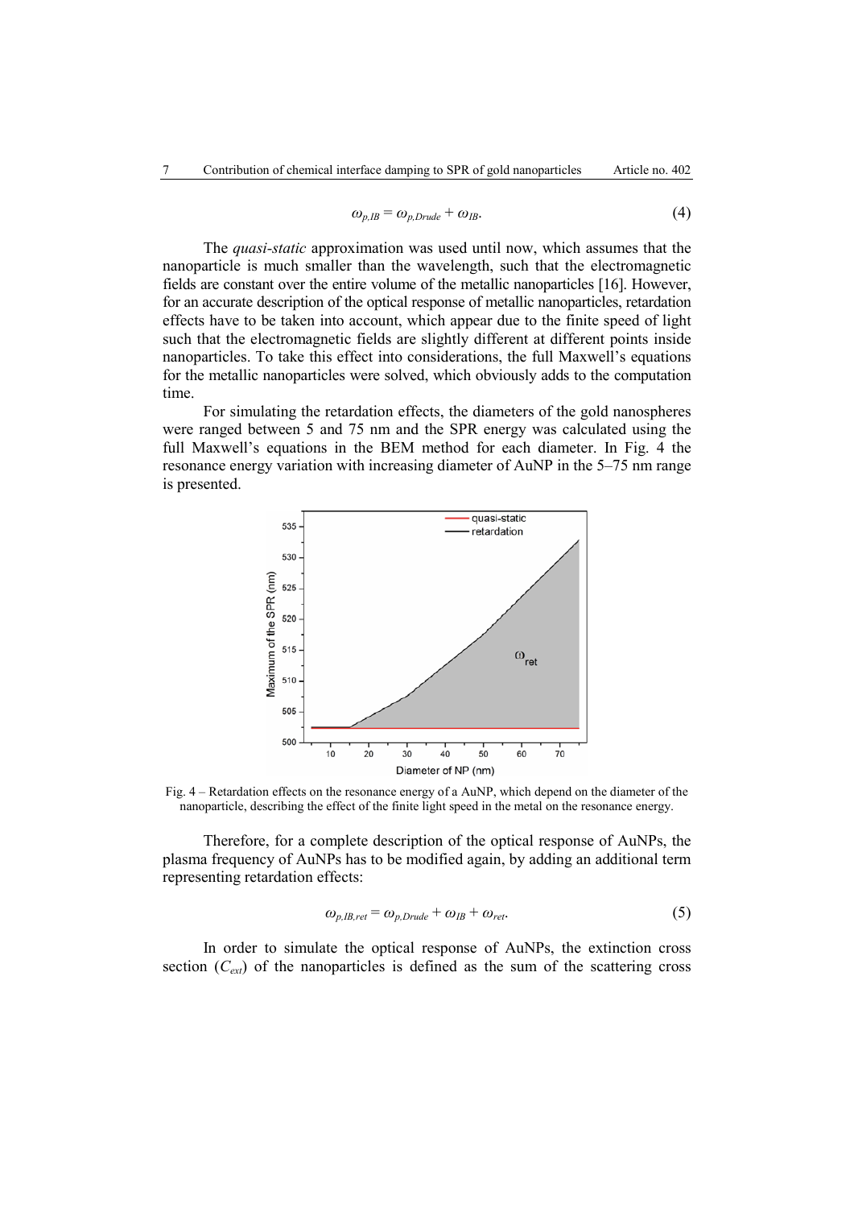$$\omega_{p,IB} = \omega_{p,Drude} + \omega_{IB}. \tag{4}$$

The *quasi-static* approximation was used until now, which assumes that the nanoparticle is much smaller than the wavelength, such that the electromagnetic fields are constant over the entire volume of the metallic nanoparticles [16]. However, for an accurate description of the optical response of metallic nanoparticles, retardation effects have to be taken into account, which appear due to the finite speed of light such that the electromagnetic fields are slightly different at different points inside nanoparticles. To take this effect into considerations, the full Maxwell's equations for the metallic nanoparticles were solved, which obviously adds to the computation time.

For simulating the retardation effects, the diameters of the gold nanospheres were ranged between 5 and 75 nm and the SPR energy was calculated using the full Maxwell's equations in the BEM method for each diameter. In Fig. 4 the resonance energy variation with increasing diameter of AuNP in the 5–75 nm range is presented.

Fig. 4 – Retardation effects on the resonance energy of a AuNP, which depend on the diameter of the nanoparticle, describing the effect of the finite light speed in the metal on the resonance energy.

Therefore, for a complete description of the optical response of AuNPs, the plasma frequency of AuNPs has to be modified again, by adding an additional term representing retardation effects:

$$\omega_{p,IB,ret} = \omega_{p,Drude} + \omega_{IB} + \omega_{ret}. \tag{5}$$

In order to simulate the optical response of AuNPs, the extinction cross section ($C_{ext}$) of the nanoparticles is defined as the sum of the scattering cross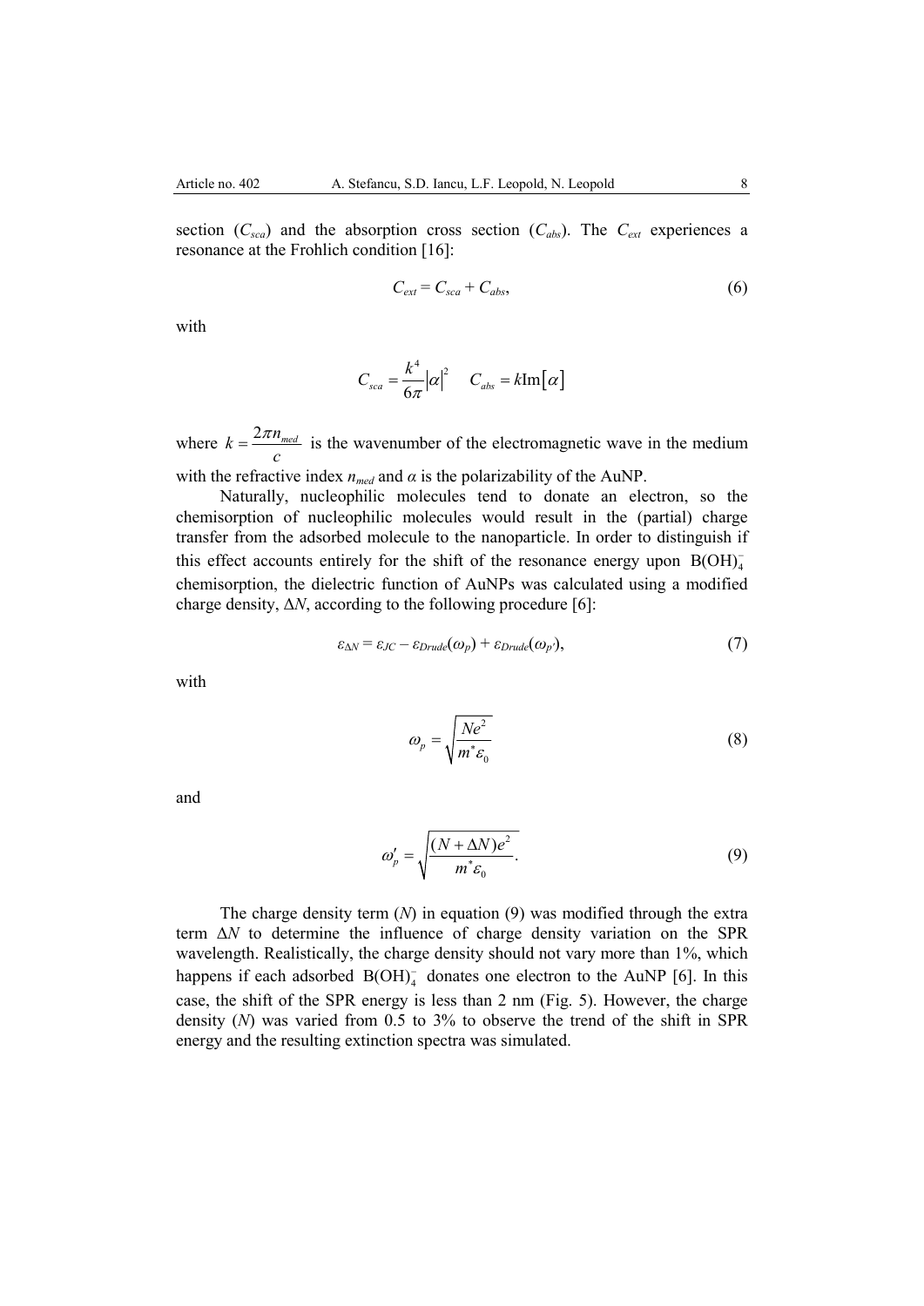section ($C_{sca}$) and the absorption cross section ($C_{abs}$). The $C_{ext}$ experiences a resonance at the Frohlich condition [16]:

$$C_{ext} = C_{sca} + C_{abs}, \tag{6}$$

with

$$C_{sca} = \frac{k^4}{6\pi}|\alpha|^2 \quad C_{abs} = k\text{Im}[\alpha]$$

where $k = \frac{2\pi n_{med}}{c}$ is the wavenumber of the electromagnetic wave in the medium with the refractive index $n_{med}$ and $\alpha$ is the polarizability of the AuNP.

Naturally, nucleophilic molecules tend to donate an electron, so the chemisorption of nucleophilic molecules would result in the (partial) charge transfer from the adsorbed molecule to the nanoparticle. In order to distinguish if this effect accounts entirely for the shift of the resonance energy upon $B(OH)_4^-$ chemisorption, the dielectric function of AuNPs was calculated using a modified charge density, $\Delta N$, according to the following procedure [6]:

$$\varepsilon_{\Delta N} = \varepsilon_{JC} - \varepsilon_{Drude}(\omega_p) + \varepsilon_{Drude}(\omega_{p'}), \tag{7}$$

with

$$\omega_p = \sqrt{\frac{Ne^2}{m^*\varepsilon_0}} \tag{8}$$

and

$$\omega'_p = \sqrt{\frac{(N + \Delta N)e^2}{m^*\varepsilon_0}}. \tag{9}$$

The charge density term ($N$) in equation (9) was modified through the extra term $\Delta N$ to determine the influence of charge density variation on the SPR wavelength. Realistically, the charge density should not vary more than 1%, which happens if each adsorbed $B(OH)_4^-$ donates one electron to the AuNP [6]. In this case, the shift of the SPR energy is less than 2 nm (Fig. 5). However, the charge density ($N$) was varied from 0.5 to 3% to observe the trend of the shift in SPR energy and the resulting extinction spectra was simulated.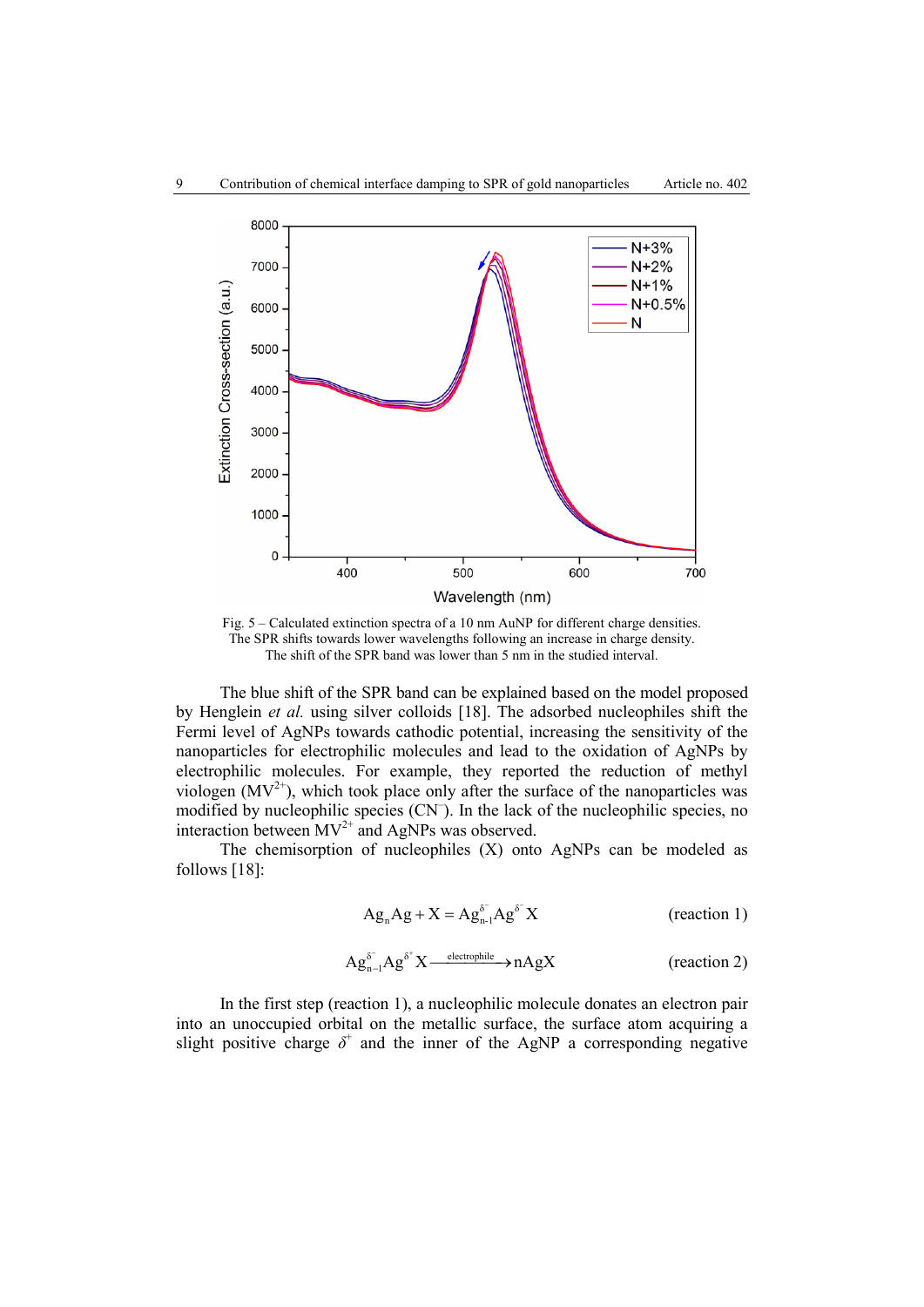Fig. 5 – Calculated extinction spectra of a 10 nm AuNP for different charge densities. The SPR shifts towards lower wavelengths following an increase in charge density. The shift of the SPR band was lower than 5 nm in the studied interval.

The blue shift of the SPR band can be explained based on the model proposed by Henglein *et al.* using silver colloids [18]. The adsorbed nucleophiles shift the Fermi level of AgNPs towards cathodic potential, increasing the sensitivity of the nanoparticles for electrophilic molecules and lead to the oxidation of AgNPs by electrophilic molecules. For example, they reported the reduction of methyl viologen ($MV^{2+}$), which took place only after the surface of the nanoparticles was modified by nucleophilic species ($CN^-$). In the lack of the nucleophilic species, no interaction between $MV^{2+}$ and AgNPs was observed.

The chemisorption of nucleophiles (X) onto AgNPs can be modeled as follows [18]:

$$Ag_nAg + X = Ag_{n-1}^{\delta^-}Ag^{\delta^+}X \qquad \text{(reaction 1)}$$

$$Ag_{n-1}^{\delta^-}Ag^{\delta^+}X \xrightarrow{\text{electrophile}} nAgX \qquad \text{(reaction 2)}$$

In the first step (reaction 1), a nucleophilic molecule donates an electron pair into an unoccupied orbital on the metallic surface, the surface atom acquiring a slight positive charge $\delta^+$ and the inner of the AgNP a corresponding negative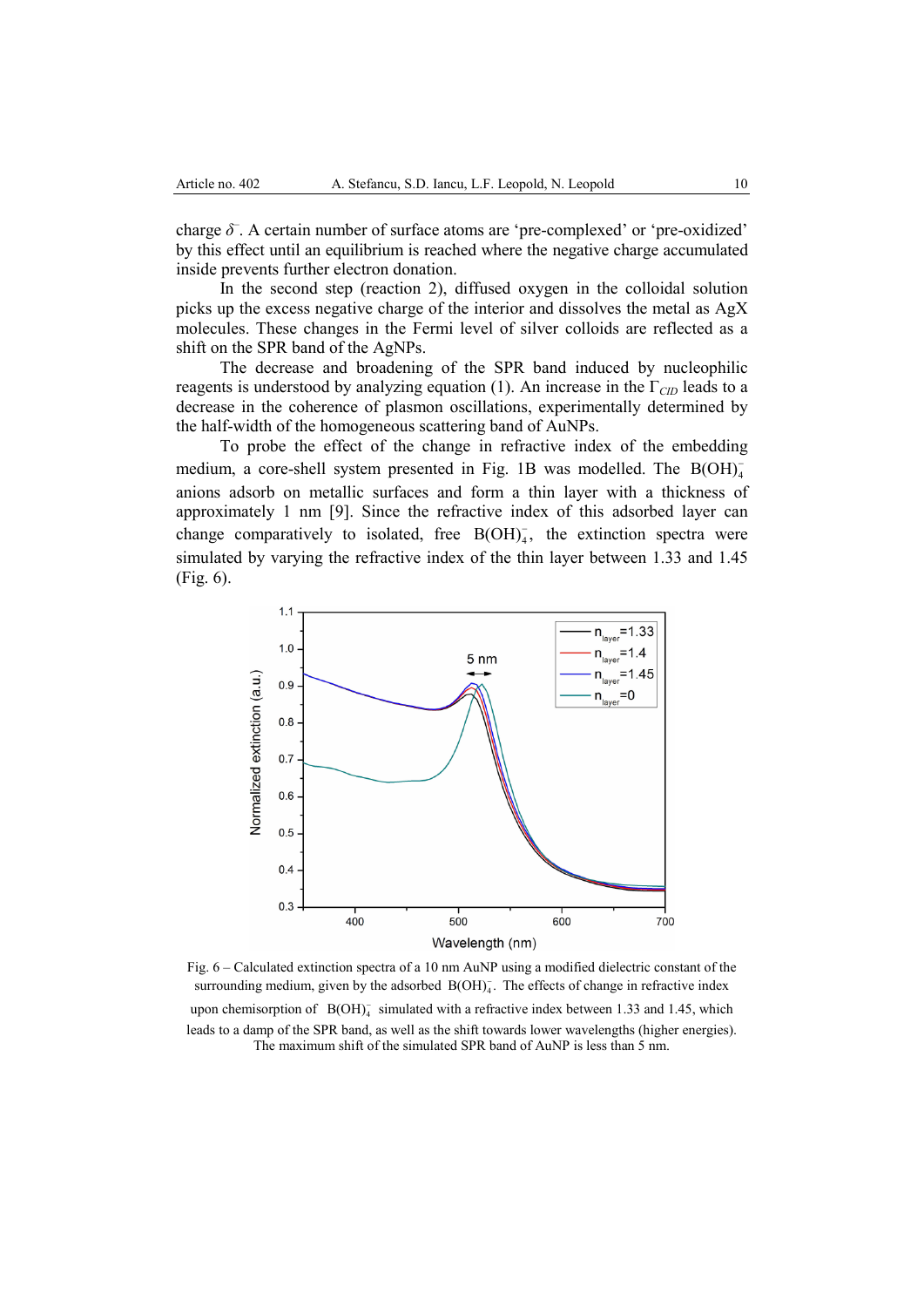charge $\delta^-$. A certain number of surface atoms are 'pre-complexed' or 'pre-oxidized' by this effect until an equilibrium is reached where the negative charge accumulated inside prevents further electron donation.

In the second step (reaction 2), diffused oxygen in the colloidal solution picks up the excess negative charge of the interior and dissolves the metal as AgX molecules. These changes in the Fermi level of silver colloids are reflected as a shift on the SPR band of the AgNPs.

The decrease and broadening of the SPR band induced by nucleophilic reagents is understood by analyzing equation (1). An increase in the $\Gamma_{CID}$ leads to a decrease in the coherence of plasmon oscillations, experimentally determined by the half-width of the homogeneous scattering band of AuNPs.

To probe the effect of the change in refractive index of the embedding medium, a core-shell system presented in Fig. 1B was modelled. The $B(OH)_4^-$ anions adsorb on metallic surfaces and form a thin layer with a thickness of approximately 1 nm [9]. Since the refractive index of this adsorbed layer can change comparatively to isolated, free $B(OH)_4^-$, the extinction spectra were simulated by varying the refractive index of the thin layer between 1.33 and 1.45 (Fig. 6).

Fig. 6 – Calculated extinction spectra of a 10 nm AuNP using a modified dielectric constant of the surrounding medium, given by the adsorbed $B(OH)_4^-$. The effects of change in refractive index upon chemisorption of $B(OH)_4^-$ simulated with a refractive index between 1.33 and 1.45, which leads to a damp of the SPR band, as well as the shift towards lower wavelengths (higher energies). The maximum shift of the simulated SPR band of AuNP is less than 5 nm.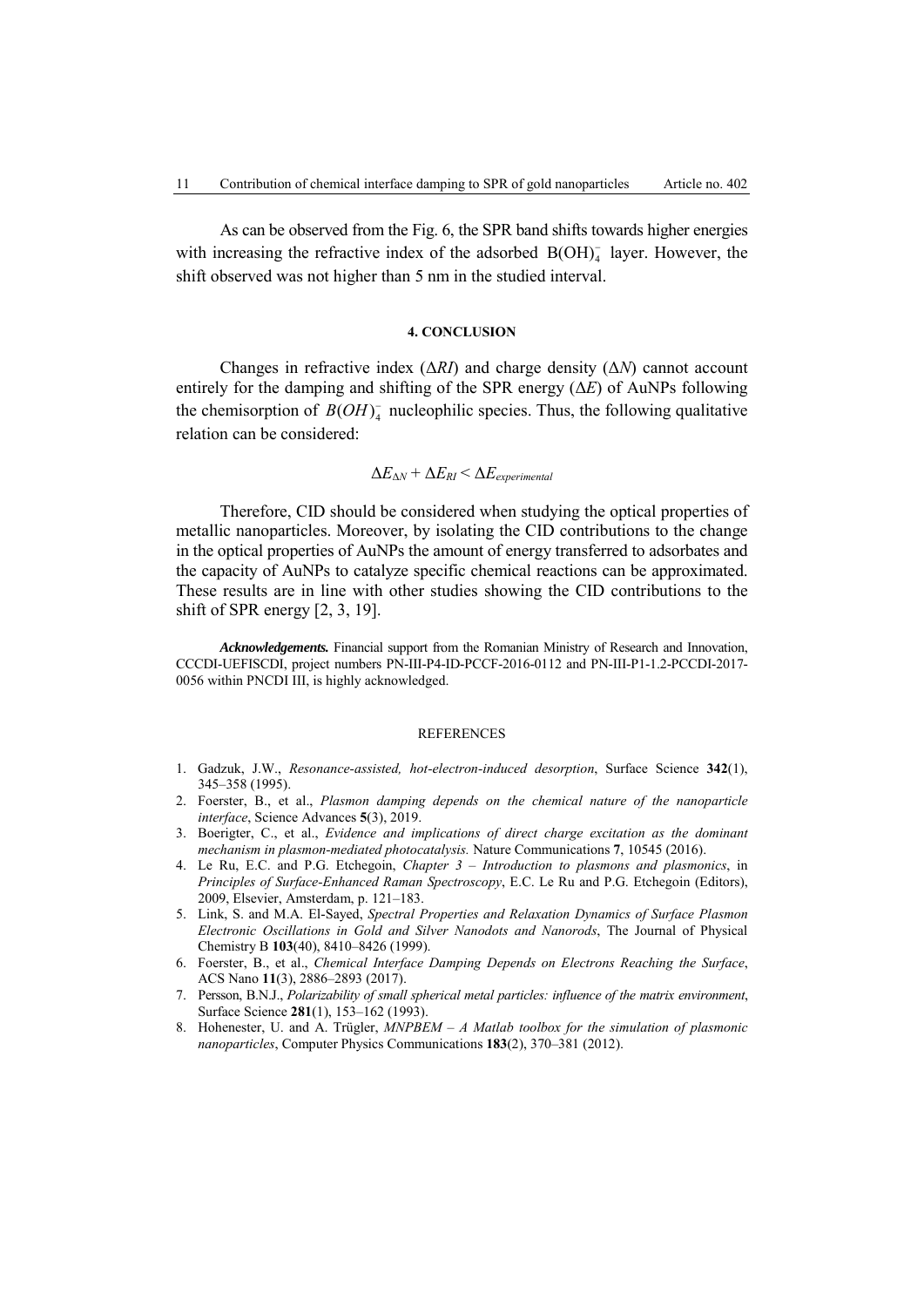As can be observed from the Fig. 6, the SPR band shifts towards higher energies with increasing the refractive index of the adsorbed $B(OH)_4^-$ layer. However, the shift observed was not higher than 5 nm in the studied interval.

## 4. CONCLUSION

Changes in refractive index ($\Delta RI$) and charge density ($\Delta N$) cannot account entirely for the damping and shifting of the SPR energy ($\Delta E$) of AuNPs following the chemisorption of $B(OH)_4^-$ nucleophilic species. Thus, the following qualitative relation can be considered:

$$\Delta E_{\Delta N} + \Delta E_{RI} < \Delta E_{experimental}$$

Therefore, CID should be considered when studying the optical properties of metallic nanoparticles. Moreover, by isolating the CID contributions to the change in the optical properties of AuNPs the amount of energy transferred to adsorbates and the capacity of AuNPs to catalyze specific chemical reactions can be approximated. These results are in line with other studies showing the CID contributions to the shift of SPR energy [2, 3, 19].

***Acknowledgements.*** Financial support from the Romanian Ministry of Research and Innovation, CCCDI-UEFISCDI, project numbers PN-III-P4-ID-PCCF-2016-0112 and PN-III-P1-1.2-PCCDI-2017-0056 within PNCDI III, is highly acknowledged.

## REFERENCES

1. Gadzuk, J.W., *Resonance-assisted, hot-electron-induced desorption*, Surface Science **342**(1), 345–358 (1995).
2. Foerster, B., et al., *Plasmon damping depends on the chemical nature of the nanoparticle interface*, Science Advances **5**(3), 2019.
3. Boerigter, C., et al., *Evidence and implications of direct charge excitation as the dominant mechanism in plasmon-mediated photocatalysis.* Nature Communications **7**, 10545 (2016).
4. Le Ru, E.C. and P.G. Etchegoin, *Chapter 3 – Introduction to plasmons and plasmonics*, in *Principles of Surface-Enhanced Raman Spectroscopy*, E.C. Le Ru and P.G. Etchegoin (Editors), 2009, Elsevier, Amsterdam, p. 121–183.
5. Link, S. and M.A. El-Sayed, *Spectral Properties and Relaxation Dynamics of Surface Plasmon Electronic Oscillations in Gold and Silver Nanodots and Nanorods*, The Journal of Physical Chemistry B **103**(40), 8410–8426 (1999).
6. Foerster, B., et al., *Chemical Interface Damping Depends on Electrons Reaching the Surface*, ACS Nano **11**(3), 2886–2893 (2017).
7. Persson, B.N.J., *Polarizability of small spherical metal particles: influence of the matrix environment*, Surface Science **281**(1), 153–162 (1993).
8. Hohenester, U. and A. Trügler, *MNPBEM – A Matlab toolbox for the simulation of plasmonic nanoparticles*, Computer Physics Communications **183**(2), 370–381 (2012).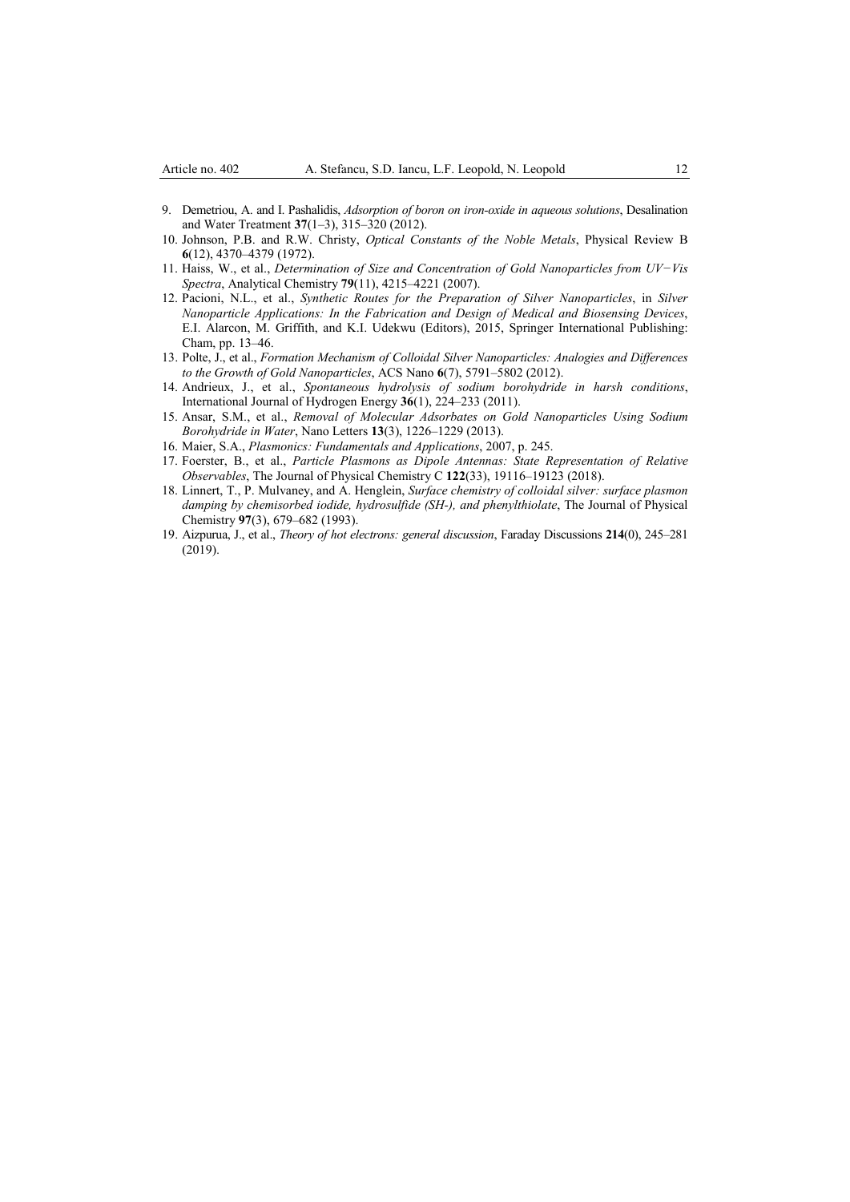9. Demetriou, A. and I. Pashalidis, *Adsorption of boron on iron-oxide in aqueous solutions*, Desalination and Water Treatment **37**(1–3), 315–320 (2012).
10. Johnson, P.B. and R.W. Christy, *Optical Constants of the Noble Metals*, Physical Review B **6**(12), 4370–4379 (1972).
11. Haiss, W., et al., *Determination of Size and Concentration of Gold Nanoparticles from UV−Vis Spectra*, Analytical Chemistry **79**(11), 4215–4221 (2007).
12. Pacioni, N.L., et al., *Synthetic Routes for the Preparation of Silver Nanoparticles*, in *Silver Nanoparticle Applications: In the Fabrication and Design of Medical and Biosensing Devices*, E.I. Alarcon, M. Griffith, and K.I. Udekwu (Editors), 2015, Springer International Publishing: Cham, pp. 13–46.
13. Polte, J., et al., *Formation Mechanism of Colloidal Silver Nanoparticles: Analogies and Differences to the Growth of Gold Nanoparticles*, ACS Nano **6**(7), 5791–5802 (2012).
14. Andrieux, J., et al., *Spontaneous hydrolysis of sodium borohydride in harsh conditions*, International Journal of Hydrogen Energy **36**(1), 224–233 (2011).
15. Ansar, S.M., et al., *Removal of Molecular Adsorbates on Gold Nanoparticles Using Sodium Borohydride in Water*, Nano Letters **13**(3), 1226–1229 (2013).
16. Maier, S.A., *Plasmonics: Fundamentals and Applications*, 2007, p. 245.
17. Foerster, B., et al., *Particle Plasmons as Dipole Antennas: State Representation of Relative Observables*, The Journal of Physical Chemistry C **122**(33), 19116–19123 (2018).
18. Linnert, T., P. Mulvaney, and A. Henglein, *Surface chemistry of colloidal silver: surface plasmon damping by chemisorbed iodide, hydrosulfide (SH-), and phenylthiolate*, The Journal of Physical Chemistry **97**(3), 679–682 (1993).
19. Aizpurua, J., et al., *Theory of hot electrons: general discussion*, Faraday Discussions **214**(0), 245–281 (2019).